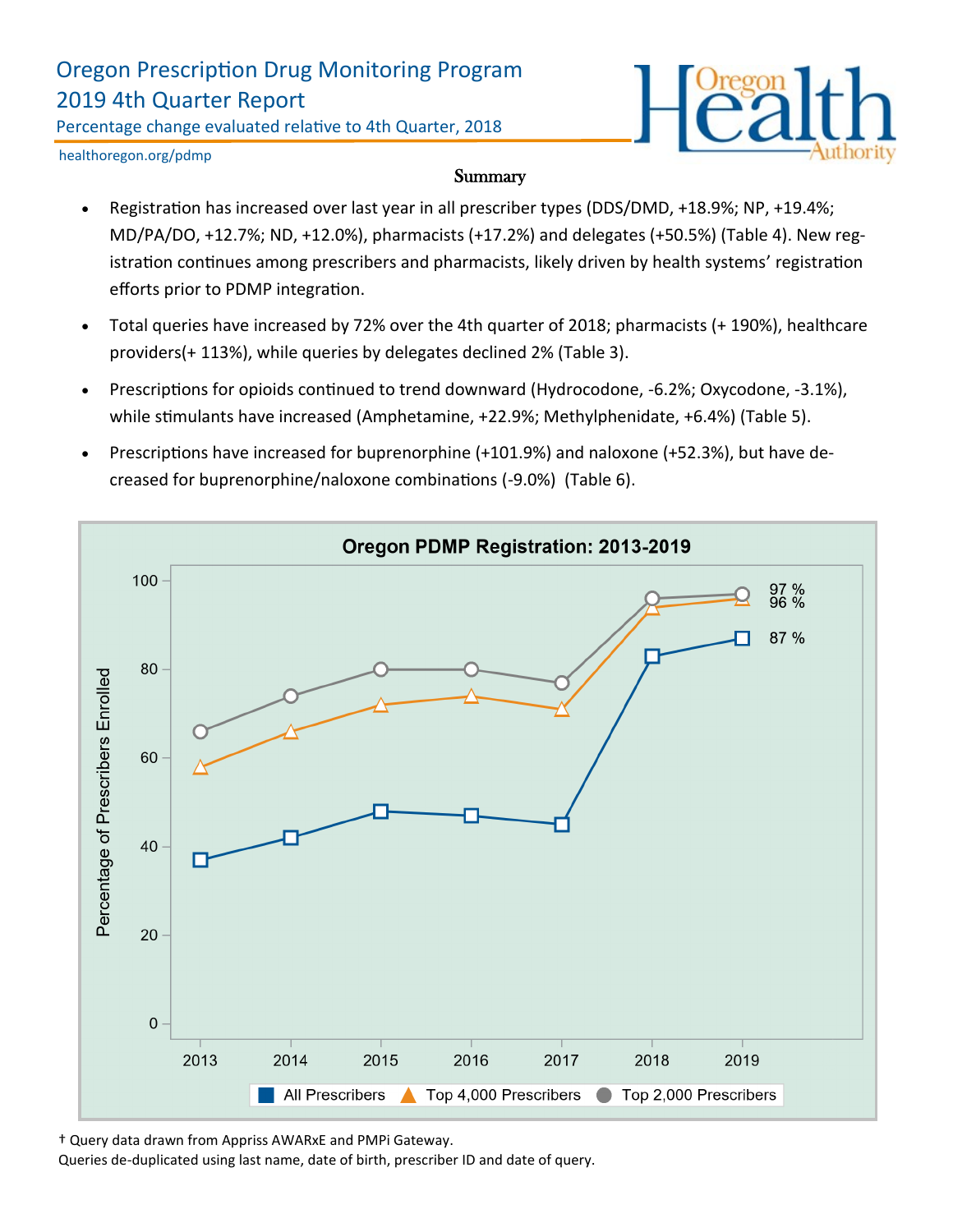# Oregon Prescription Drug Monitoring Program
# 2019 4th Quarter Report

Percentage change evaluated relative to 4th Quarter, 2018

healthoregon.org/pdmp

## Summary

- Registration has increased over last year in all prescriber types (DDS/DMD, +18.9%; NP, +19.4%; MD/PA/DO, +12.7%; ND, +12.0%), pharmacists (+17.2%) and delegates (+50.5%) (Table 4). New registration continues among prescribers and pharmacists, likely driven by health systems' registration efforts prior to PDMP integration.
- Total queries have increased by 72% over the 4th quarter of 2018; pharmacists (+ 190%), healthcare providers(+ 113%), while queries by delegates declined 2% (Table 3).
- Prescriptions for opioids continued to trend downward (Hydrocodone, -6.2%; Oxycodone, -3.1%), while stimulants have increased (Amphetamine, +22.9%; Methylphenidate, +6.4%) (Table 5).
- Prescriptions have increased for buprenorphine (+101.9%) and naloxone (+52.3%), but have decreased for buprenorphine/naloxone combinations (-9.0%) (Table 6).

**Oregon PDMP Registration: 2013-2019**

Percentage of Prescribers Enrolled

| Year | All Prescribers | Top 4,000 Prescribers | Top 2,000 Prescribers |
|---|---|---|---|
| 2013 | 37 | 58 | 66 |
| 2014 | 42 | 66 | 74 |
| 2015 | 48 | 72 | 80 |
| 2016 | 47 | 74 | 80 |
| 2017 | 45 | 71 | 77 |
| 2018 | 83 | 94 | 96 |
| 2019 | 87 % | 96 % | 97 % |

† Query data drawn from Appriss AWARxE and PMPi Gateway.
Queries de-duplicated using last name, date of birth, prescriber ID and date of query.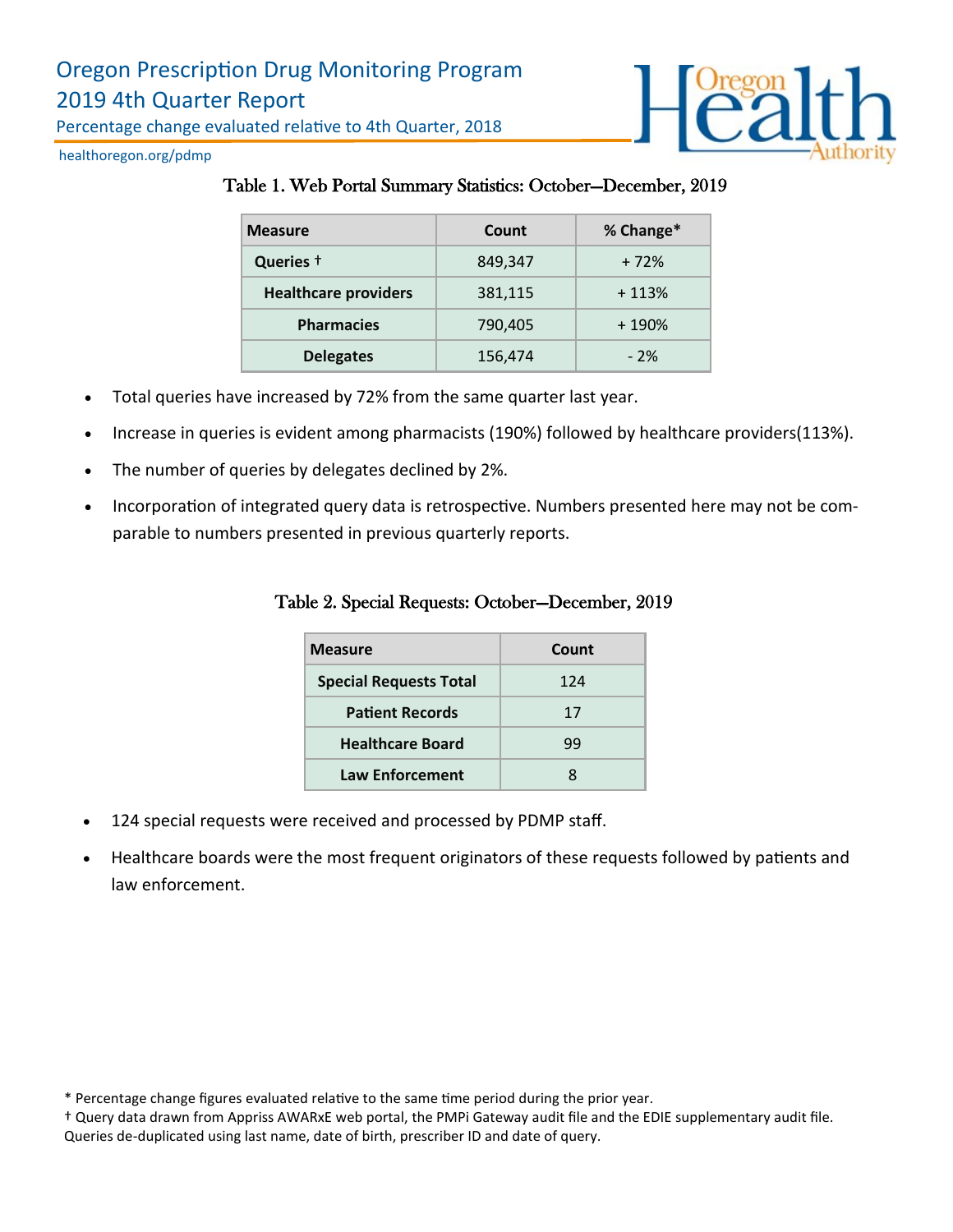# Oregon Prescription Drug Monitoring Program
## 2019 4th Quarter Report

Percentage change evaluated relative to 4th Quarter, 2018

healthoregon.org/pdmp

### Table 1. Web Portal Summary Statistics: October—December, 2019

| Measure | Count | % Change* |
|---|---|---|
| **Queries †** | 849,347 | + 72% |
| **Healthcare providers** | 381,115 | + 113% |
| **Pharmacies** | 790,405 | + 190% |
| **Delegates** | 156,474 | - 2% |

- Total queries have increased by 72% from the same quarter last year.
- Increase in queries is evident among pharmacists (190%) followed by healthcare providers(113%).
- The number of queries by delegates declined by 2%.
- Incorporation of integrated query data is retrospective. Numbers presented here may not be comparable to numbers presented in previous quarterly reports.

### Table 2. Special Requests: October—December, 2019

| Measure | Count |
|---|---|
| **Special Requests Total** | 124 |
| **Patient Records** | 17 |
| **Healthcare Board** | 99 |
| **Law Enforcement** | 8 |

- 124 special requests were received and processed by PDMP staff.
- Healthcare boards were the most frequent originators of these requests followed by patients and law enforcement.

\* Percentage change figures evaluated relative to the same time period during the prior year.

† Query data drawn from Appriss AWARxE web portal, the PMPi Gateway audit file and the EDIE supplementary audit file. Queries de-duplicated using last name, date of birth, prescriber ID and date of query.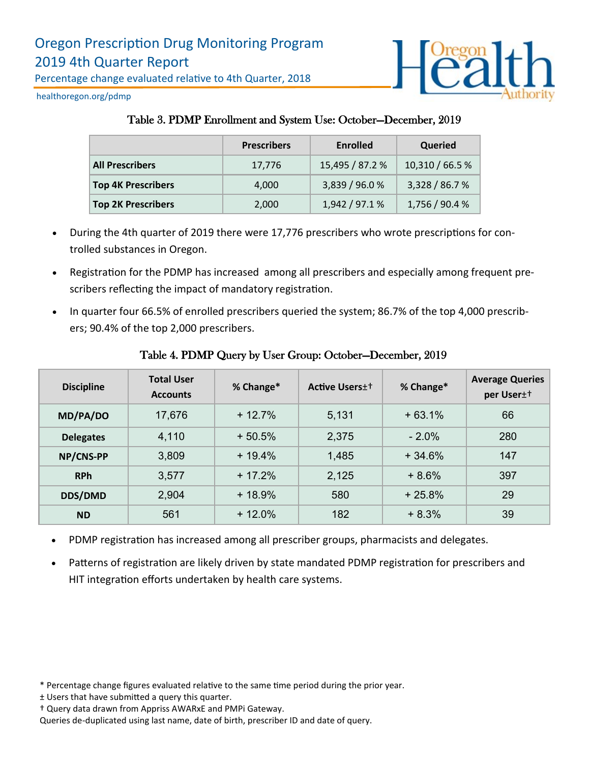# Oregon Prescription Drug Monitoring Program
## 2019 4th Quarter Report

Percentage change evaluated relative to 4th Quarter, 2018

healthoregon.org/pdmp

### Table 3. PDMP Enrollment and System Use: October—December, 2019

| | Prescribers | Enrolled | Queried |
|---|---|---|---|
| **All Prescribers** | 17,776 | 15,495 / 87.2 % | 10,310 / 66.5 % |
| **Top 4K Prescribers** | 4,000 | 3,839 / 96.0 % | 3,328 / 86.7 % |
| **Top 2K Prescribers** | 2,000 | 1,942 / 97.1 % | 1,756 / 90.4 % |

- During the 4th quarter of 2019 there were 17,776 prescribers who wrote prescriptions for controlled substances in Oregon.
- Registration for the PDMP has increased among all prescribers and especially among frequent prescribers reflecting the impact of mandatory registration.
- In quarter four 66.5% of enrolled prescribers queried the system; 86.7% of the top 4,000 prescribers; 90.4% of the top 2,000 prescribers.

### Table 4. PDMP Query by User Group: October—December, 2019

| Discipline | Total User Accounts | % Change* | Active Users±† | % Change* | Average Queries per User±† |
|---|---|---|---|---|---|
| **MD/PA/DO** | 17,676 | + 12.7% | 5,131 | + 63.1% | 66 |
| **Delegates** | 4,110 | + 50.5% | 2,375 | - 2.0% | 280 |
| **NP/CNS-PP** | 3,809 | + 19.4% | 1,485 | + 34.6% | 147 |
| **RPh** | 3,577 | + 17.2% | 2,125 | + 8.6% | 397 |
| **DDS/DMD** | 2,904 | + 18.9% | 580 | + 25.8% | 29 |
| **ND** | 561 | + 12.0% | 182 | + 8.3% | 39 |

- PDMP registration has increased among all prescriber groups, pharmacists and delegates.
- Patterns of registration are likely driven by state mandated PDMP registration for prescribers and HIT integration efforts undertaken by health care systems.

\* Percentage change figures evaluated relative to the same time period during the prior year.

± Users that have submitted a query this quarter.

† Query data drawn from Appriss AWARxE and PMPi Gateway.

Queries de-duplicated using last name, date of birth, prescriber ID and date of query.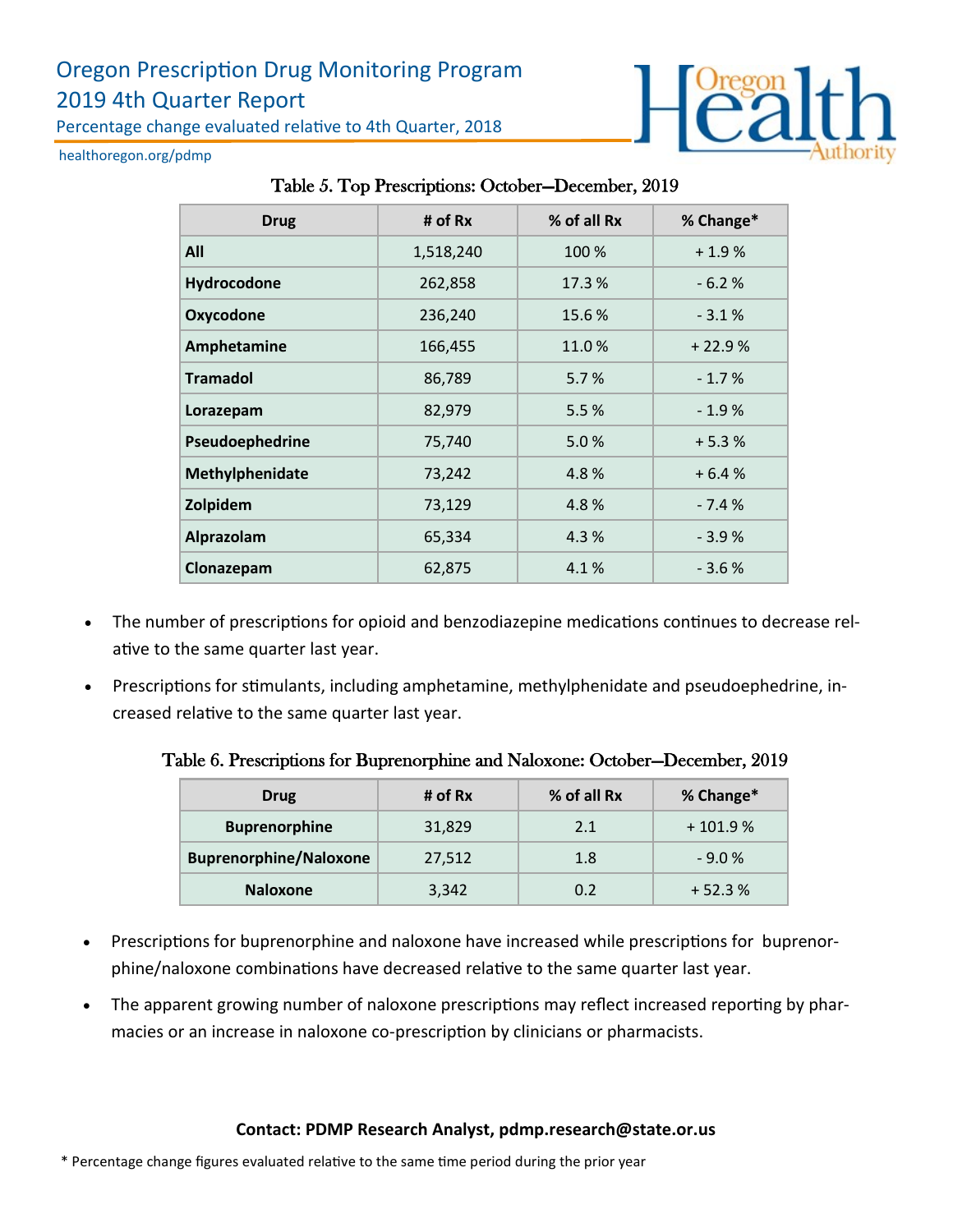# Oregon Prescription Drug Monitoring Program

## 2019 4th Quarter Report

Percentage change evaluated relative to 4th Quarter, 2018

healthoregon.org/pdmp

### Table 5. Top Prescriptions: October—December, 2019

| Drug | # of Rx | % of all Rx | % Change* |
|---|---|---|---|
| **All** | 1,518,240 | 100 % | + 1.9 % |
| **Hydrocodone** | 262,858 | 17.3 % | - 6.2 % |
| **Oxycodone** | 236,240 | 15.6 % | - 3.1 % |
| **Amphetamine** | 166,455 | 11.0 % | + 22.9 % |
| **Tramadol** | 86,789 | 5.7 % | - 1.7 % |
| **Lorazepam** | 82,979 | 5.5 % | - 1.9 % |
| **Pseudoephedrine** | 75,740 | 5.0 % | + 5.3 % |
| **Methylphenidate** | 73,242 | 4.8 % | + 6.4 % |
| **Zolpidem** | 73,129 | 4.8 % | - 7.4 % |
| **Alprazolam** | 65,334 | 4.3 % | - 3.9 % |
| **Clonazepam** | 62,875 | 4.1 % | - 3.6 % |

- The number of prescriptions for opioid and benzodiazepine medications continues to decrease relative to the same quarter last year.
- Prescriptions for stimulants, including amphetamine, methylphenidate and pseudoephedrine, increased relative to the same quarter last year.

### Table 6. Prescriptions for Buprenorphine and Naloxone: October—December, 2019

| Drug | # of Rx | % of all Rx | % Change* |
|---|---|---|---|
| **Buprenorphine** | 31,829 | 2.1 | + 101.9 % |
| **Buprenorphine/Naloxone** | 27,512 | 1.8 | - 9.0 % |
| **Naloxone** | 3,342 | 0.2 | + 52.3 % |

- Prescriptions for buprenorphine and naloxone have increased while prescriptions for buprenorphine/naloxone combinations have decreased relative to the same quarter last year.
- The apparent growing number of naloxone prescriptions may reflect increased reporting by pharmacies or an increase in naloxone co-prescription by clinicians or pharmacists.

**Contact: PDMP Research Analyst, pdmp.research@state.or.us**

\* Percentage change figures evaluated relative to the same time period during the prior year